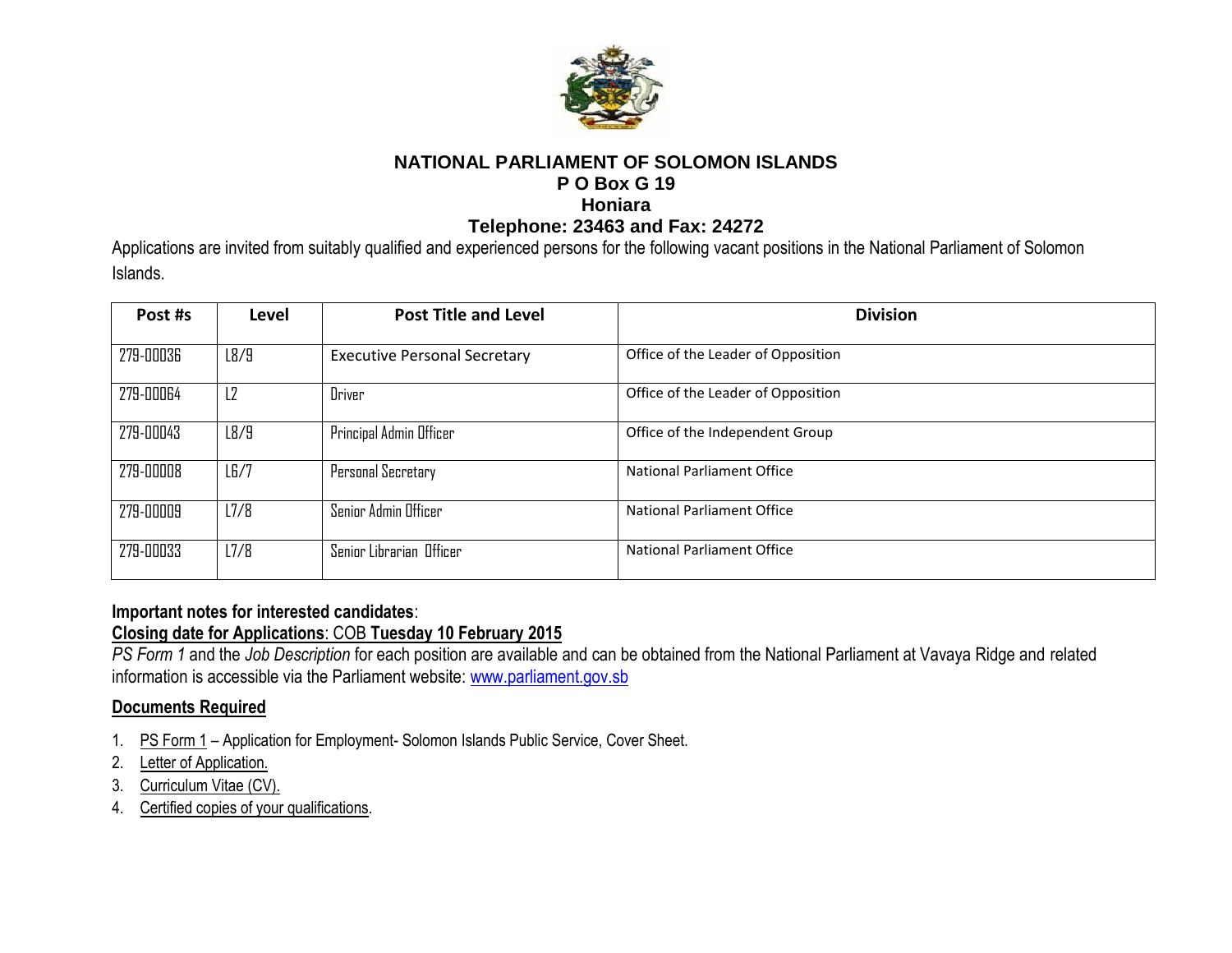# NATIONAL PARLIAMENT OF SOLOMON ISLANDS

**P O Box G 19**

**Honiara**

**Telephone: 23463 and Fax: 24272**

Applications are invited from suitably qualified and experienced persons for the following vacant positions in the National Parliament of Solomon Islands.

| Post #s | Level | Post Title and Level | Division |
|---|---|---|---|
| 279-00036 | L8/9 | Executive Personal Secretary | Office of the Leader of Opposition |
| 279-00064 | L2 | Driver | Office of the Leader of Opposition |
| 279-00043 | L8/9 | Principal Admin Officer | Office of the Independent Group |
| 279-00008 | L6/7 | Personal Secretary | National Parliament Office |
| 279-00009 | L7/8 | Senior Admin Officer | National Parliament Office |
| 279-00033 | L7/8 | Senior Librarian Officer | National Parliament Office |

**Important notes for interested candidates**:

**Closing date for Applications**: COB **Tuesday 10 February 2015**

*PS Form 1* and the *Job Description* for each position are available and can be obtained from the National Parliament at Vavaya Ridge and related information is accessible via the Parliament website: www.parliament.gov.sb

**Documents Required**

1. PS Form 1 – Application for Employment- Solomon Islands Public Service, Cover Sheet.
2. Letter of Application.
3. Curriculum Vitae (CV).
4. Certified copies of your qualifications.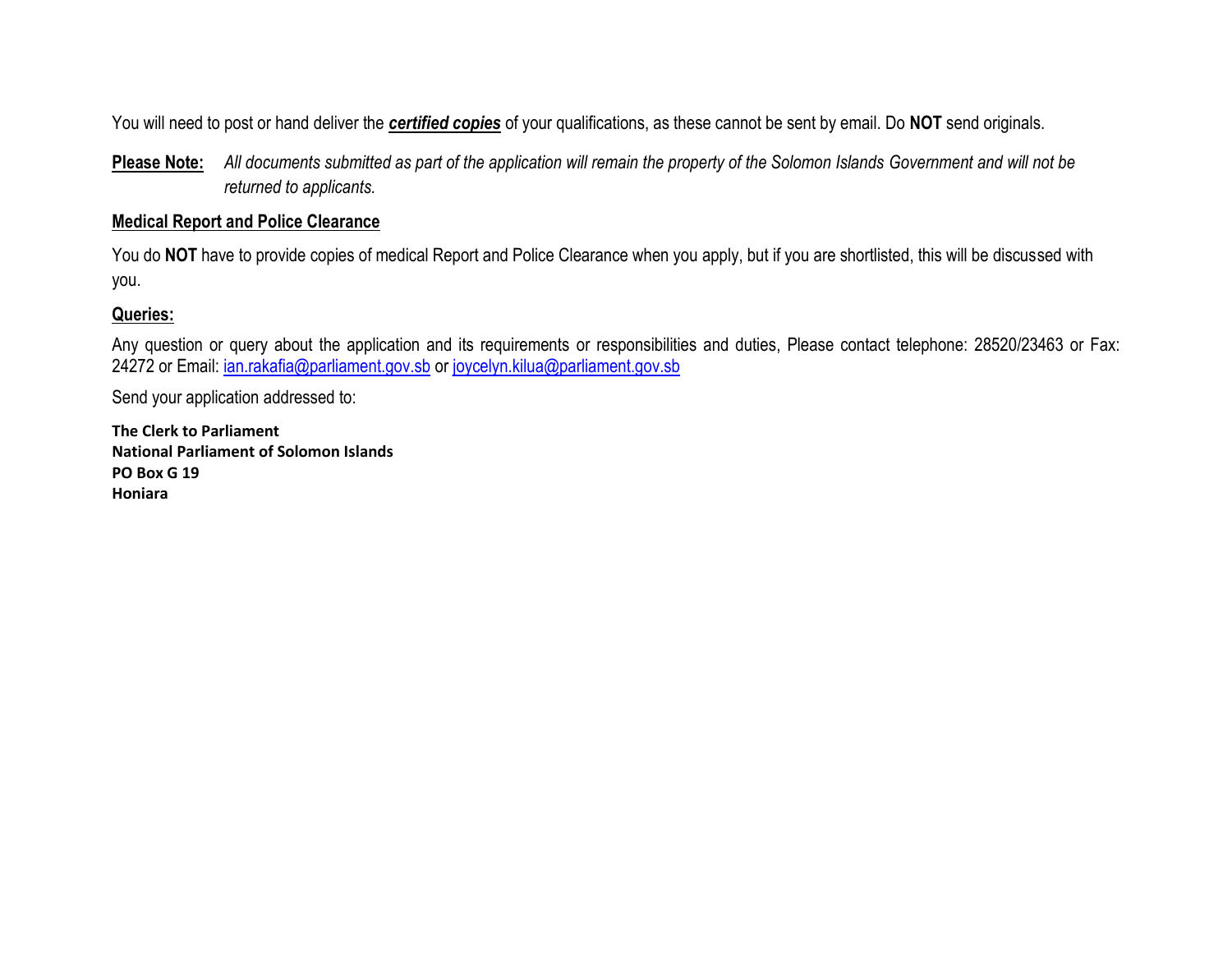You will need to post or hand deliver the ***certified copies*** of your qualifications, as these cannot be sent by email. Do **NOT** send originals.

**Please Note:** *All documents submitted as part of the application will remain the property of the Solomon Islands Government and will not be returned to applicants.*

**Medical Report and Police Clearance**

You do **NOT** have to provide copies of medical Report and Police Clearance when you apply, but if you are shortlisted, this will be discussed with you.

**Queries:**

Any question or query about the application and its requirements or responsibilities and duties, Please contact telephone: 28520/23463 or Fax: 24272 or Email: ian.rakafia@parliament.gov.sb or joycelyn.kilua@parliament.gov.sb

Send your application addressed to:

**The Clerk to Parliament**
**National Parliament of Solomon Islands**
**PO Box G 19**
**Honiara**